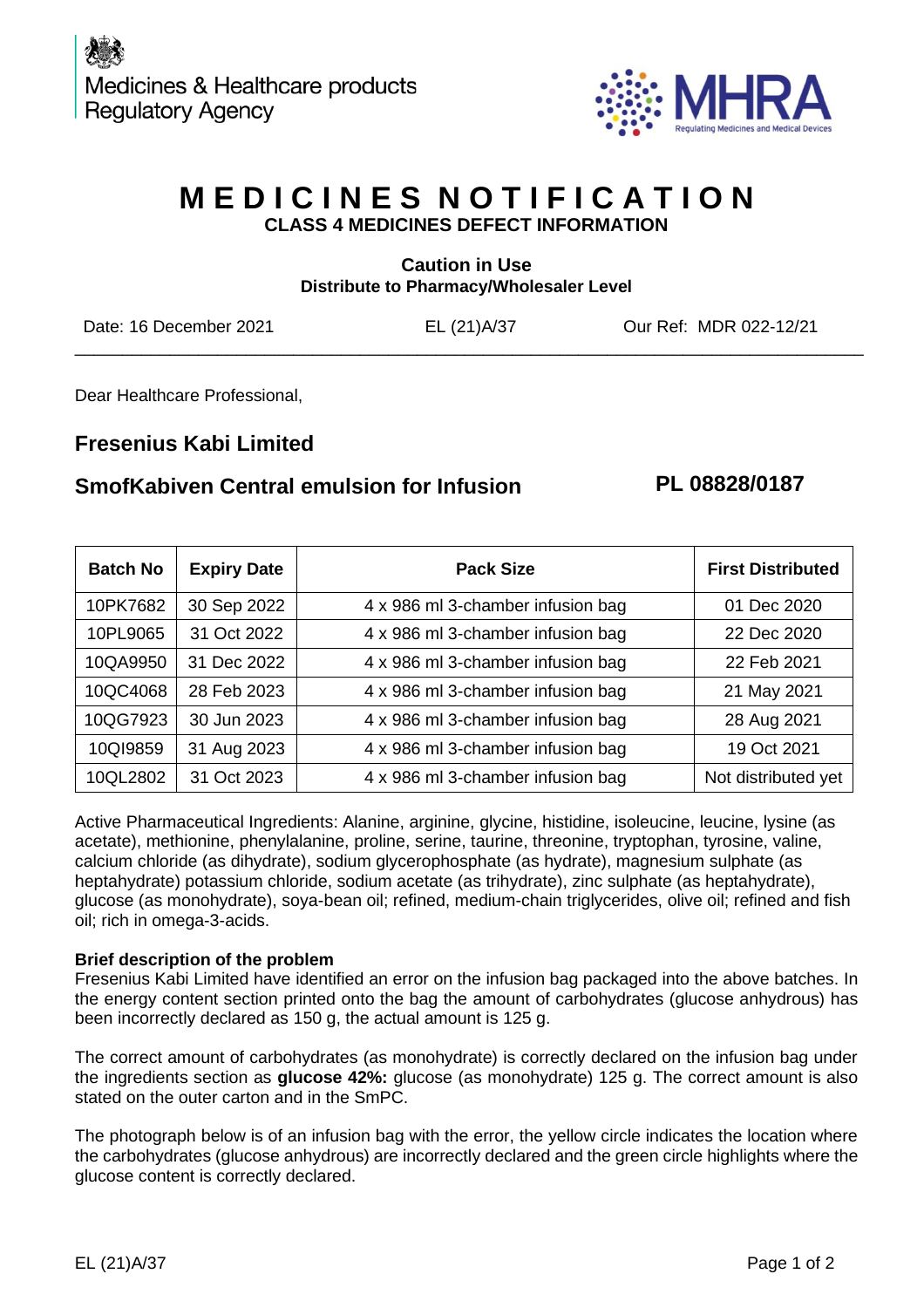Medicines & Healthcare products Regulatory Agency

MHRA
Regulating Medicines and Medical Devices

# MEDICINES NOTIFICATION

## CLASS 4 MEDICINES DEFECT INFORMATION

**Caution in Use**
**Distribute to Pharmacy/Wholesaler Level**

Date: 16 December 2021 EL (21)A/37 Our Ref: MDR 022-12/21

---

Dear Healthcare Professional,

## Fresenius Kabi Limited

## SmofKabiven Central emulsion for Infusion PL 08828/0187

| Batch No | Expiry Date | Pack Size | First Distributed |
|---|---|---|---|
| 10PK7682 | 30 Sep 2022 | 4 x 986 ml 3-chamber infusion bag | 01 Dec 2020 |
| 10PL9065 | 31 Oct 2022 | 4 x 986 ml 3-chamber infusion bag | 22 Dec 2020 |
| 10QA9950 | 31 Dec 2022 | 4 x 986 ml 3-chamber infusion bag | 22 Feb 2021 |
| 10QC4068 | 28 Feb 2023 | 4 x 986 ml 3-chamber infusion bag | 21 May 2021 |
| 10QG7923 | 30 Jun 2023 | 4 x 986 ml 3-chamber infusion bag | 28 Aug 2021 |
| 10QI9859 | 31 Aug 2023 | 4 x 986 ml 3-chamber infusion bag | 19 Oct 2021 |
| 10QL2802 | 31 Oct 2023 | 4 x 986 ml 3-chamber infusion bag | Not distributed yet |

Active Pharmaceutical Ingredients: Alanine, arginine, glycine, histidine, isoleucine, leucine, lysine (as acetate), methionine, phenylalanine, proline, serine, taurine, threonine, tryptophan, tyrosine, valine, calcium chloride (as dihydrate), sodium glycerophosphate (as hydrate), magnesium sulphate (as heptahydrate) potassium chloride, sodium acetate (as trihydrate), zinc sulphate (as heptahydrate), glucose (as monohydrate), soya-bean oil; refined, medium-chain triglycerides, olive oil; refined and fish oil; rich in omega-3-acids.

**Brief description of the problem**
Fresenius Kabi Limited have identified an error on the infusion bag packaged into the above batches. In the energy content section printed onto the bag the amount of carbohydrates (glucose anhydrous) has been incorrectly declared as 150 g, the actual amount is 125 g.

The correct amount of carbohydrates (as monohydrate) is correctly declared on the infusion bag under the ingredients section as **glucose 42%:** glucose (as monohydrate) 125 g. The correct amount is also stated on the outer carton and in the SmPC.

The photograph below is of an infusion bag with the error, the yellow circle indicates the location where the carbohydrates (glucose anhydrous) are incorrectly declared and the green circle highlights where the glucose content is correctly declared.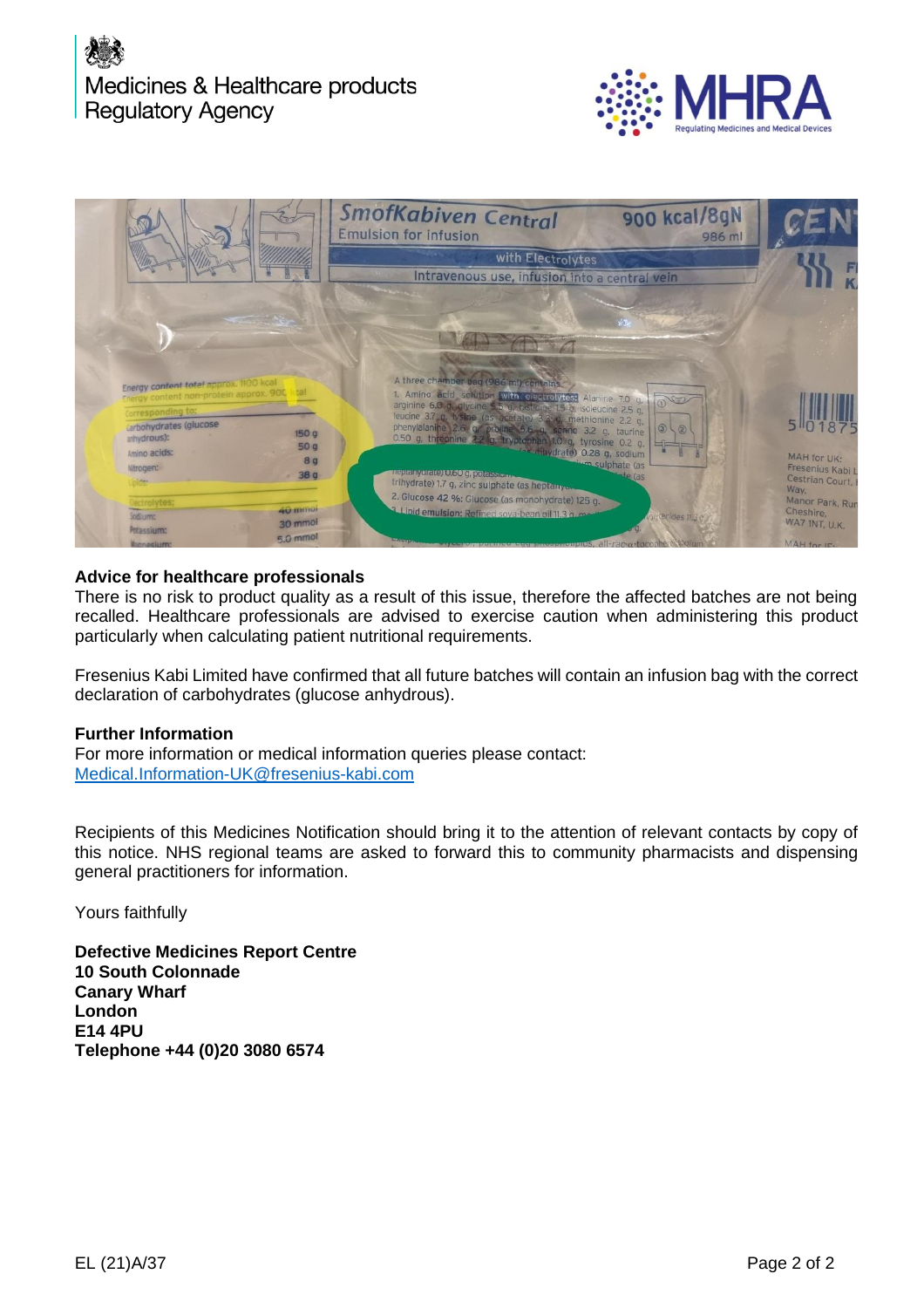## Advice for healthcare professionals

There is no risk to product quality as a result of this issue, therefore the affected batches are not being recalled. Healthcare professionals are advised to exercise caution when administering this product particularly when calculating patient nutritional requirements.

Fresenius Kabi Limited have confirmed that all future batches will contain an infusion bag with the correct declaration of carbohydrates (glucose anhydrous).

## Further Information

For more information or medical information queries please contact:
Medical.Information-UK@fresenius-kabi.com

Recipients of this Medicines Notification should bring it to the attention of relevant contacts by copy of this notice. NHS regional teams are asked to forward this to community pharmacists and dispensing general practitioners for information.

Yours faithfully

**Defective Medicines Report Centre**
**10 South Colonnade**
**Canary Wharf**
**London**
**E14 4PU**
**Telephone +44 (0)20 3080 6574**

EL (21)A/37